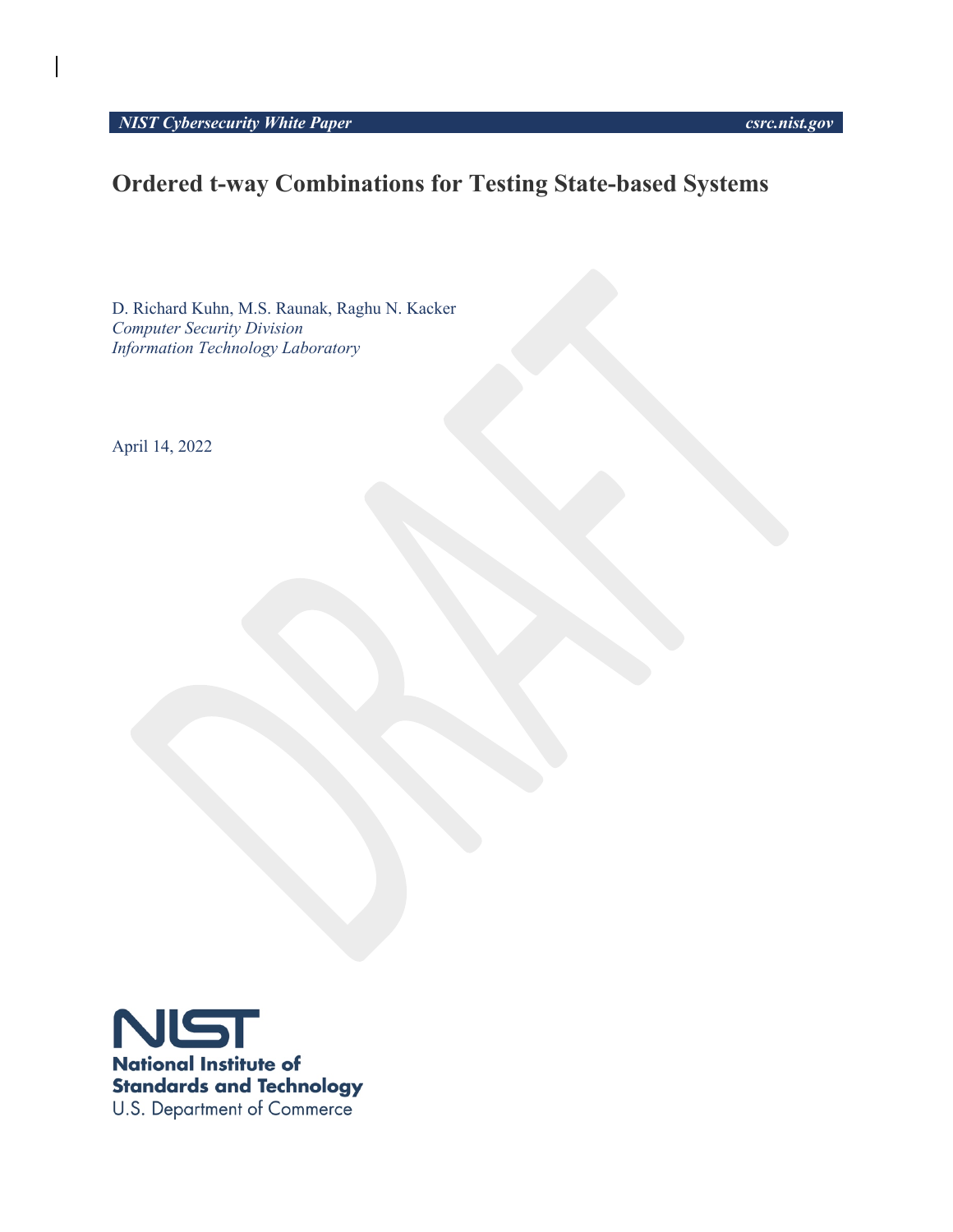NIST Cybersecurity White Paper csrc.nist.gov

# Ordered t-way Combinations for Testing State-based Systems

D. Richard Kuhn, M.S. Raunak, Raghu N. Kacker
*Computer Security Division*
*Information Technology Laboratory*

April 14, 2022

**National Institute of Standards and Technology**
U.S. Department of Commerce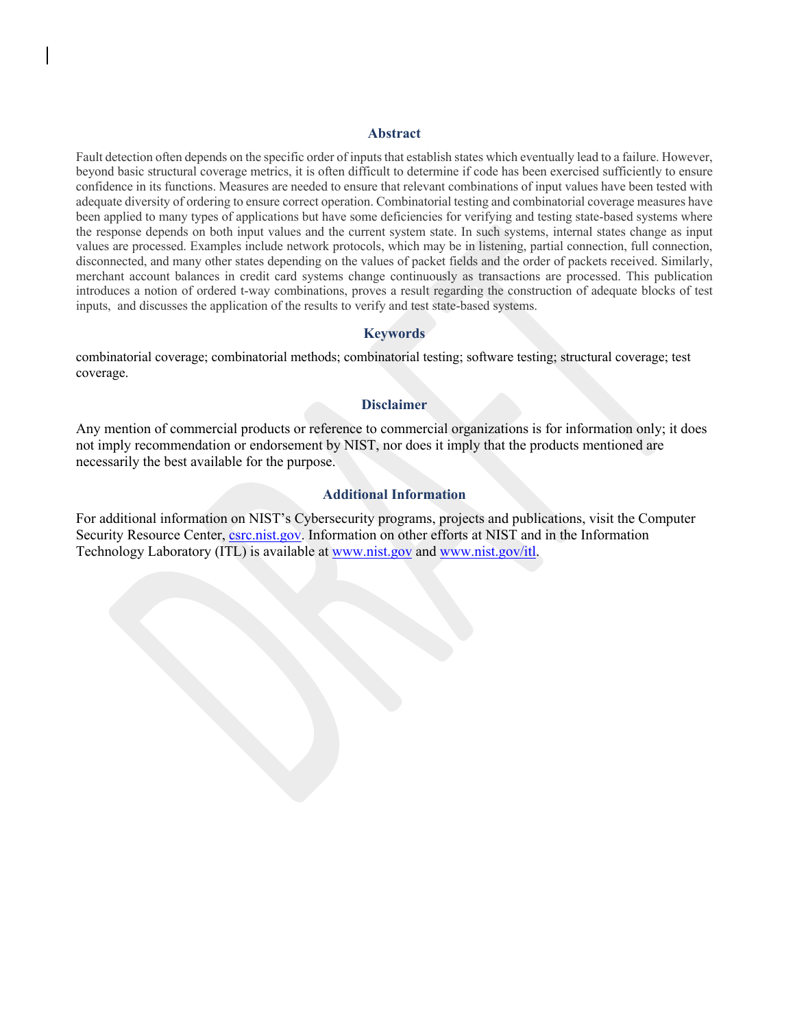## Abstract

Fault detection often depends on the specific order of inputs that establish states which eventually lead to a failure. However, beyond basic structural coverage metrics, it is often difficult to determine if code has been exercised sufficiently to ensure confidence in its functions. Measures are needed to ensure that relevant combinations of input values have been tested with adequate diversity of ordering to ensure correct operation. Combinatorial testing and combinatorial coverage measures have been applied to many types of applications but have some deficiencies for verifying and testing state-based systems where the response depends on both input values and the current system state. In such systems, internal states change as input values are processed. Examples include network protocols, which may be in listening, partial connection, full connection, disconnected, and many other states depending on the values of packet fields and the order of packets received. Similarly, merchant account balances in credit card systems change continuously as transactions are processed. This publication introduces a notion of ordered t-way combinations, proves a result regarding the construction of adequate blocks of test inputs, and discusses the application of the results to verify and test state-based systems.

## Keywords

combinatorial coverage; combinatorial methods; combinatorial testing; software testing; structural coverage; test coverage.

## Disclaimer

Any mention of commercial products or reference to commercial organizations is for information only; it does not imply recommendation or endorsement by NIST, nor does it imply that the products mentioned are necessarily the best available for the purpose.

## Additional Information

For additional information on NIST's Cybersecurity programs, projects and publications, visit the Computer Security Resource Center, csrc.nist.gov. Information on other efforts at NIST and in the Information Technology Laboratory (ITL) is available at www.nist.gov and www.nist.gov/itl.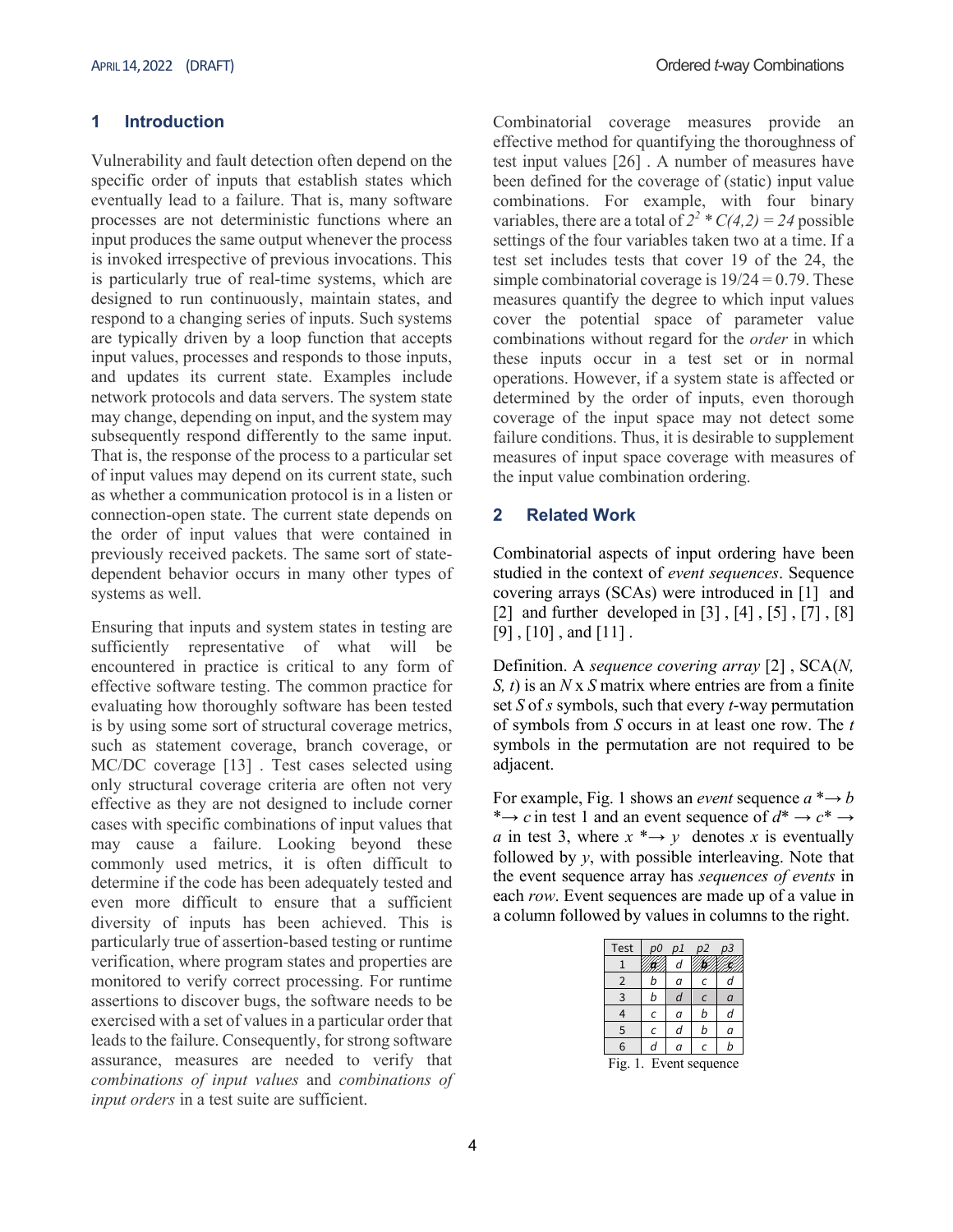## 1 Introduction

Vulnerability and fault detection often depend on the specific order of inputs that establish states which eventually lead to a failure. That is, many software processes are not deterministic functions where an input produces the same output whenever the process is invoked irrespective of previous invocations. This is particularly true of real-time systems, which are designed to run continuously, maintain states, and respond to a changing series of inputs. Such systems are typically driven by a loop function that accepts input values, processes and responds to those inputs, and updates its current state. Examples include network protocols and data servers. The system state may change, depending on input, and the system may subsequently respond differently to the same input. That is, the response of the process to a particular set of input values may depend on its current state, such as whether a communication protocol is in a listen or connection-open state. The current state depends on the order of input values that were contained in previously received packets. The same sort of state-dependent behavior occurs in many other types of systems as well.

Ensuring that inputs and system states in testing are sufficiently representative of what will be encountered in practice is critical to any form of effective software testing. The common practice for evaluating how thoroughly software has been tested is by using some sort of structural coverage metrics, such as statement coverage, branch coverage, or MC/DC coverage [13] . Test cases selected using only structural coverage criteria are often not very effective as they are not designed to include corner cases with specific combinations of input values that may cause a failure. Looking beyond these commonly used metrics, it is often difficult to determine if the code has been adequately tested and even more difficult to ensure that a sufficient diversity of inputs has been achieved. This is particularly true of assertion-based testing or runtime verification, where program states and properties are monitored to verify correct processing. For runtime assertions to discover bugs, the software needs to be exercised with a set of values in a particular order that leads to the failure. Consequently, for strong software assurance, measures are needed to verify that *combinations of input values* and *combinations of input orders* in a test suite are sufficient.

Combinatorial coverage measures provide an effective method for quantifying the thoroughness of test input values [26] . A number of measures have been defined for the coverage of (static) input value combinations. For example, with four binary variables, there are a total of $2^2 * C(4,2) = 24$ possible settings of the four variables taken two at a time. If a test set includes tests that cover 19 of the 24, the simple combinatorial coverage is 19/24 = 0.79. These measures quantify the degree to which input values cover the potential space of parameter value combinations without regard for the *order* in which these inputs occur in a test set or in normal operations. However, if a system state is affected or determined by the order of inputs, even thorough coverage of the input space may not detect some failure conditions. Thus, it is desirable to supplement measures of input space coverage with measures of the input value combination ordering.

## 2 Related Work

Combinatorial aspects of input ordering have been studied in the context of *event sequences*. Sequence covering arrays (SCAs) were introduced in [1] and [2] and further developed in [3] , [4] , [5] , [7] , [8] [9] , [10] , and [11] .

Definition. A *sequence covering array* [2] , SCA(*N, S, t*) is an *N* x *S* matrix where entries are from a finite set *S* of *s* symbols, such that every *t*-way permutation of symbols from *S* occurs in at least one row. The *t* symbols in the permutation are not required to be adjacent.

For example, Fig. 1 shows an *event* sequence $a *\rightarrow b *\rightarrow c$ in test 1 and an event sequence of $d* \rightarrow c* \rightarrow a$ in test 3, where $x *\rightarrow y$ denotes $x$ is eventually followed by $y$, with possible interleaving. Note that the event sequence array has *sequences of events* in each *row*. Event sequences are made up of a value in a column followed by values in columns to the right.

| Test | p0 | p1 | p2 | p3 |
|---|---|---|---|---|
| 1 | a | d | b | c |
| 2 | b | a | c | d |
| 3 | b | d | c | a |
| 4 | c | a | b | d |
| 5 | c | d | b | a |
| 6 | d | a | c | b |

Fig. 1. Event sequence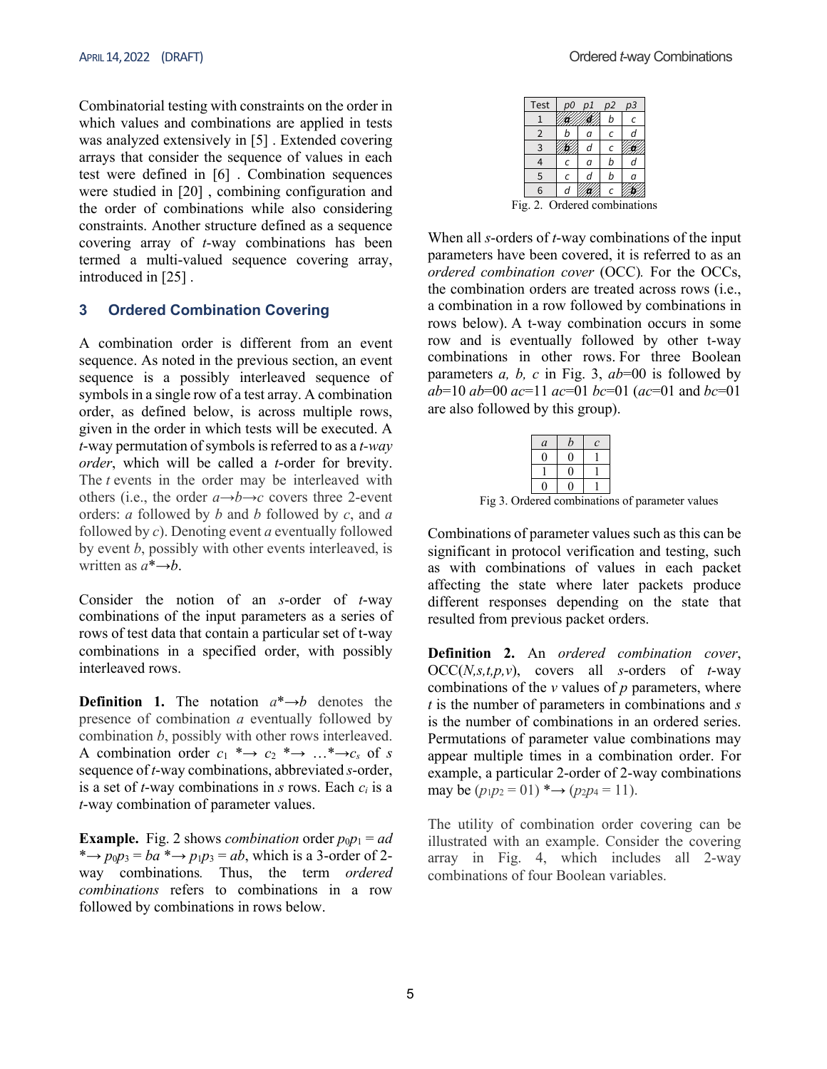Combinatorial testing with constraints on the order in which values and combinations are applied in tests was analyzed extensively in [5] . Extended covering arrays that consider the sequence of values in each test were defined in [6] . Combination sequences were studied in [20] , combining configuration and the order of combinations while also considering constraints. Another structure defined as a sequence covering array of *t*-way combinations has been termed a multi-valued sequence covering array, introduced in [25] .

## 3 Ordered Combination Covering

A combination order is different from an event sequence. As noted in the previous section, an event sequence is a possibly interleaved sequence of symbols in a single row of a test array. A combination order, as defined below, is across multiple rows, given in the order in which tests will be executed. A *t*-way permutation of symbols is referred to as a *t-way order*, which will be called a *t*-order for brevity. The *t* events in the order may be interleaved with others (i.e., the order $a \rightarrow b \rightarrow c$ covers three 2-event orders: *a* followed by *b* and *b* followed by *c*, and *a* followed by *c*). Denoting event *a* eventually followed by event *b*, possibly with other events interleaved, is written as $a {*}{\rightarrow} b$.

Consider the notion of an *s*-order of *t*-way combinations of the input parameters as a series of rows of test data that contain a particular set of t-way combinations in a specified order, with possibly interleaved rows.

**Definition 1.** The notation $a {*}{\rightarrow} b$ denotes the presence of combination *a* eventually followed by combination *b*, possibly with other rows interleaved. A combination order $c_1 {*}{\rightarrow} c_2 {*}{\rightarrow} \ldots {*}{\rightarrow} c_s$ of *s* sequence of *t*-way combinations, abbreviated *s*-order, is a set of *t*-way combinations in *s* rows. Each $c_i$ is a *t*-way combination of parameter values.

**Example.** Fig. 2 shows *combination* order $p_0p_1 = ad$ $*{\rightarrow}$ $p_0p_3 = ba$ $*{\rightarrow}$ $p_1p_3 = ab$, which is a 3-order of 2-way combinations*.* Thus, the term *ordered combinations* refers to combinations in a row followed by combinations in rows below.

| Test | p0 | p1 | p2 | p3 |
|---|---|---|---|---|
| 1 | a | d | b | c |
| 2 | b | a | c | d |
| 3 | b | d | c | a |
| 4 | c | a | b | d |
| 5 | c | d | b | a |
| 6 | d | a | c | b |

Fig. 2. Ordered combinations

When all *s*-orders of *t*-way combinations of the input parameters have been covered, it is referred to as an *ordered combination cover* (OCC)*.* For the OCCs, the combination orders are treated across rows (i.e., a combination in a row followed by combinations in rows below). A t-way combination occurs in some row and is eventually followed by other t-way combinations in other rows. For three Boolean parameters *a, b, c* in Fig. 3, *ab*=00 is followed by *ab*=10 *ab*=00 *ac*=11 *ac*=01 *bc*=01 (*ac*=01 and *bc*=01 are also followed by this group).

| *a* | *b* | *c* |
|---|---|---|
| 0 | 0 | 1 |
| 1 | 0 | 1 |
| 0 | 0 | 1 |

Fig 3. Ordered combinations of parameter values

Combinations of parameter values such as this can be significant in protocol verification and testing, such as with combinations of values in each packet affecting the state where later packets produce different responses depending on the state that resulted from previous packet orders.

**Definition 2.** An *ordered combination cover*, OCC(*N,s,t,p,v*), covers all *s*-orders of *t*-way combinations of the *v* values of *p* parameters, where *t* is the number of parameters in combinations and *s* is the number of combinations in an ordered series. Permutations of parameter value combinations may appear multiple times in a combination order. For example, a particular 2-order of 2-way combinations may be ($p_1p_2 = 01$) $*{\rightarrow}$ ($p_2p_4 = 11$).

The utility of combination order covering can be illustrated with an example. Consider the covering array in Fig. 4, which includes all 2-way combinations of four Boolean variables.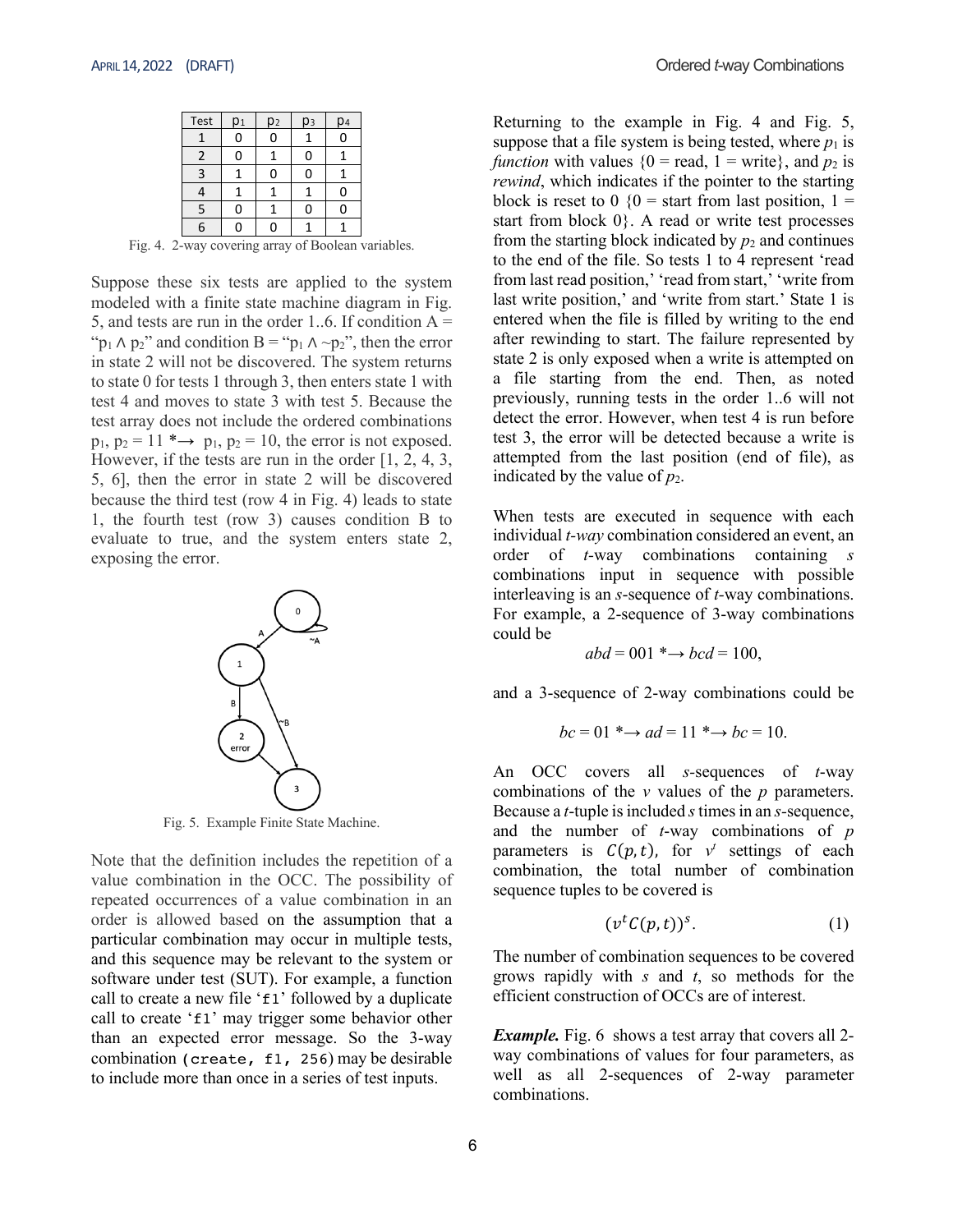| Test | $p_1$ | $p_2$ | $p_3$ | $p_4$ |
|---|---|---|---|---|
| 1 | 0 | 0 | 1 | 0 |
| 2 | 0 | 1 | 0 | 1 |
| 3 | 1 | 0 | 0 | 1 |
| 4 | 1 | 1 | 1 | 0 |
| 5 | 0 | 1 | 0 | 0 |
| 6 | 0 | 0 | 1 | 1 |

Fig. 4. 2-way covering array of Boolean variables.

Suppose these six tests are applied to the system modeled with a finite state machine diagram in Fig. 5, and tests are run in the order 1..6. If condition A = "$p_1 \wedge p_2$" and condition B = "$p_1 \wedge \sim p_2$", then the error in state 2 will not be discovered. The system returns to state 0 for tests 1 through 3, then enters state 1 with test 4 and moves to state 3 with test 5. Because the test array does not include the ordered combinations $p_1, p_2 = 11$ *→ $p_1, p_2 = 10$, the error is not exposed. However, if the tests are run in the order [1, 2, 4, 3, 5, 6], then the error in state 2 will be discovered because the third test (row 4 in Fig. 4) leads to state 1, the fourth test (row 3) causes condition B to evaluate to true, and the system enters state 2, exposing the error.

Fig. 5. Example Finite State Machine.

Note that the definition includes the repetition of a value combination in the OCC. The possibility of repeated occurrences of a value combination in an order is allowed based on the assumption that a particular combination may occur in multiple tests, and this sequence may be relevant to the system or software under test (SUT). For example, a function call to create a new file '`f1`' followed by a duplicate call to create '`f1`' may trigger some behavior other than an expected error message. So the 3-way combination `(create, f1, 256)` may be desirable to include more than once in a series of test inputs.

Returning to the example in Fig. 4 and Fig. 5, suppose that a file system is being tested, where $p_1$ is *function* with values {0 = read, 1 = write}, and $p_2$ is *rewind*, which indicates if the pointer to the starting block is reset to 0 {0 = start from last position, 1 = start from block 0}. A read or write test processes from the starting block indicated by $p_2$ and continues to the end of the file. So tests 1 to 4 represent 'read from last read position,' 'read from start,' 'write from last write position,' and 'write from start.' State 1 is entered when the file is filled by writing to the end after rewinding to start. The failure represented by state 2 is only exposed when a write is attempted on a file starting from the end. Then, as noted previously, running tests in the order 1..6 will not detect the error. However, when test 4 is run before test 3, the error will be detected because a write is attempted from the last position (end of file), as indicated by the value of $p_2$.

When tests are executed in sequence with each individual *t-way* combination considered an event, an order of *t*-way combinations containing *s* combinations input in sequence with possible interleaving is an *s*-sequence of *t*-way combinations. For example, a 2-sequence of 3-way combinations could be

$$abd = 001 \ {*}{\rightarrow}\ bcd = 100,$$

and a 3-sequence of 2-way combinations could be

$$bc = 01 \ {*}{\rightarrow}\ ad = 11 \ {*}{\rightarrow}\ bc = 10.$$

An OCC covers all *s*-sequences of *t*-way combinations of the *v* values of the *p* parameters. Because a *t*-tuple is included *s* times in an *s*-sequence, and the number of *t*-way combinations of *p* parameters is $C(p,t)$, for $v^t$ settings of each combination, the total number of combination sequence tuples to be covered is

$$(v^t C(p,t))^s. \tag{1}$$

The number of combination sequences to be covered grows rapidly with *s* and *t*, so methods for the efficient construction of OCCs are of interest.

***Example.*** Fig. 6 shows a test array that covers all 2-way combinations of values for four parameters, as well as all 2-sequences of 2-way parameter combinations.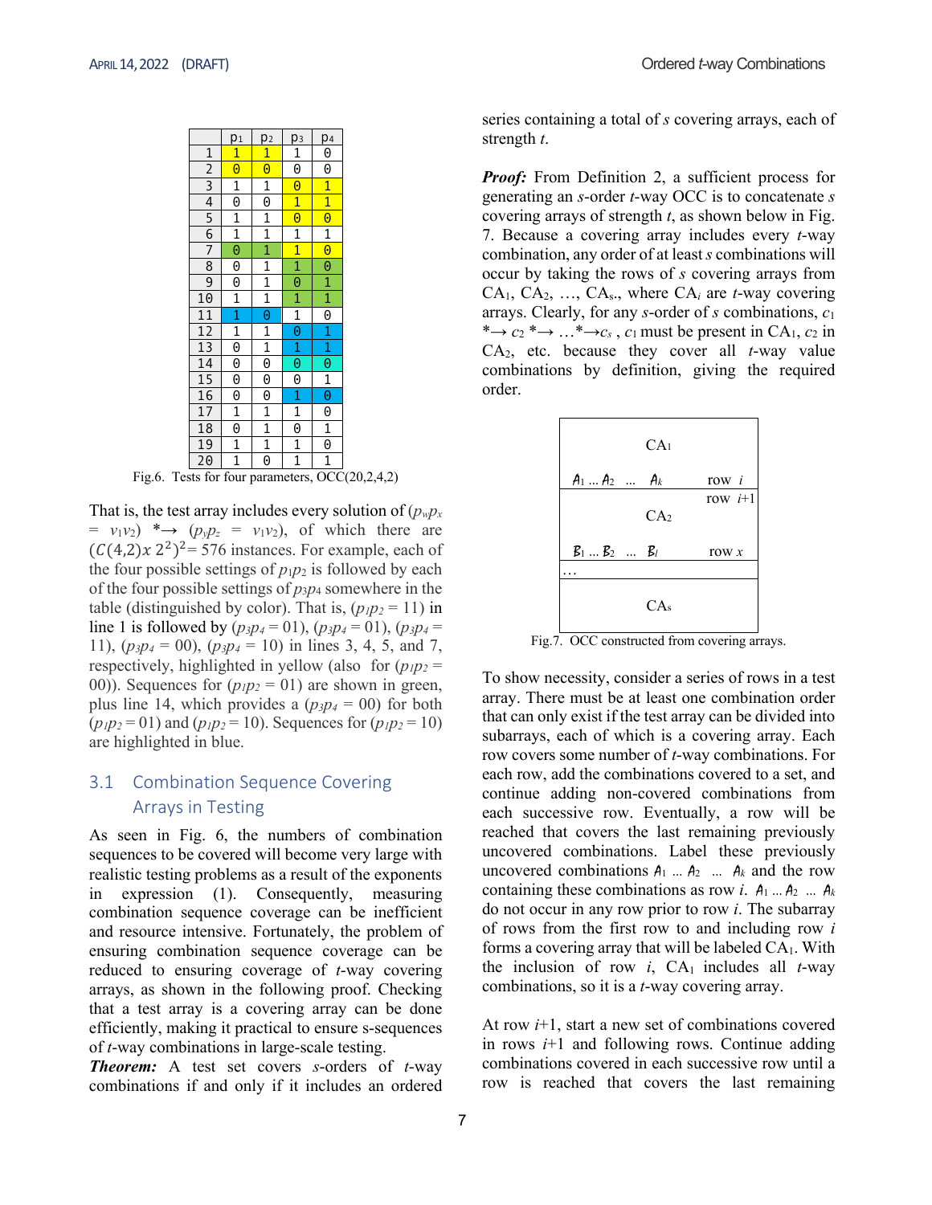|  | $p_1$ | $p_2$ | $p_3$ | $p_4$ |
|---|---|---|---|---|
| 1 | 1 | 1 | 1 | 0 |
| 2 | 0 | 0 | 0 | 0 |
| 3 | 1 | 1 | 0 | 1 |
| 4 | 0 | 0 | 1 | 1 |
| 5 | 1 | 1 | 0 | 0 |
| 6 | 1 | 1 | 1 | 1 |
| 7 | 0 | 1 | 1 | 0 |
| 8 | 0 | 1 | 1 | 0 |
| 9 | 0 | 1 | 0 | 1 |
| 10 | 1 | 1 | 1 | 1 |
| 11 | 1 | 0 | 1 | 0 |
| 12 | 1 | 1 | 0 | 1 |
| 13 | 0 | 1 | 1 | 1 |
| 14 | 0 | 0 | 0 | 0 |
| 15 | 0 | 0 | 0 | 1 |
| 16 | 0 | 0 | 1 | 0 |
| 17 | 1 | 1 | 1 | 0 |
| 18 | 0 | 1 | 0 | 1 |
| 19 | 1 | 1 | 1 | 0 |
| 20 | 1 | 0 | 1 | 1 |

Fig.6. Tests for four parameters, OCC(20,2,4,2)

That is, the test array includes every solution of ($p_w p_x = v_1 v_2$) *→ ($p_y p_z = v_1 v_2$), of which there are $(C(4,2)x\ 2^2)^2$= 576 instances. For example, each of the four possible settings of $p_1 p_2$ is followed by each of the four possible settings of $p_3 p_4$ somewhere in the table (distinguished by color). That is, ($p_1 p_2$ = 11) in line 1 is followed by ($p_3 p_4$ = 01), ($p_3 p_4$ = 01), ($p_3 p_4$ = 11), ($p_3 p_4$ = 00), ($p_3 p_4$ = 10) in lines 3, 4, 5, and 7, respectively, highlighted in yellow (also for ($p_1 p_2$ = 00)). Sequences for ($p_1 p_2$ = 01) are shown in green, plus line 14, which provides a ($p_3 p_4$ = 00) for both ($p_1 p_2$ = 01) and ($p_1 p_2$ = 10). Sequences for ($p_1 p_2$ = 10) are highlighted in blue.

## 3.1 Combination Sequence Covering Arrays in Testing

As seen in Fig. 6, the numbers of combination sequences to be covered will become very large with realistic testing problems as a result of the exponents in expression (1). Consequently, measuring combination sequence coverage can be inefficient and resource intensive. Fortunately, the problem of ensuring combination sequence coverage can be reduced to ensuring coverage of *t*-way covering arrays, as shown in the following proof. Checking that a test array is a covering array can be done efficiently, making it practical to ensure s-sequences of *t*-way combinations in large-scale testing.

***Theorem:*** A test set covers *s*-orders of *t*-way combinations if and only if it includes an ordered series containing a total of *s* covering arrays, each of strength *t*.

***Proof:*** From Definition 2, a sufficient process for generating an *s*-order *t*-way OCC is to concatenate *s* covering arrays of strength *t*, as shown below in Fig. 7. Because a covering array includes every *t*-way combination, any order of at least *s* combinations will occur by taking the rows of *s* covering arrays from $CA_1$, $CA_2$, …, $CA_s$., where $CA_i$ are *t*-way covering arrays. Clearly, for any *s*-order of *s* combinations, $c_1$ *→ $c_2$ *→ …*→$c_s$ , $c_1$ must be present in $CA_1$, $c_2$ in $CA_2$, etc. because they cover all *t*-way value combinations by definition, giving the required order.

| |
|---|
| $CA_1$ <br> $A_1$ … $A_2$ … $A_k$ &nbsp;&nbsp;&nbsp; row *i* |
| row *i*+1 <br> $CA_2$ <br> $B_1$ … $B_2$ … $B_l$ &nbsp;&nbsp;&nbsp; row *x* |
| … |
| $CA_s$ |

Fig.7. OCC constructed from covering arrays.

To show necessity, consider a series of rows in a test array. There must be at least one combination order that can only exist if the test array can be divided into subarrays, each of which is a covering array. Each row covers some number of *t*-way combinations. For each row, add the combinations covered to a set, and continue adding non-covered combinations from each successive row. Eventually, a row will be reached that covers the last remaining previously uncovered combinations. Label these previously uncovered combinations $A_1$ … $A_2$ … $A_k$ and the row containing these combinations as row *i*. $A_1$ … $A_2$ … $A_k$ do not occur in any row prior to row *i*. The subarray of rows from the first row to and including row *i* forms a covering array that will be labeled $CA_1$. With the inclusion of row *i*, $CA_1$ includes all *t*-way combinations, so it is a *t*-way covering array.

At row *i*+1, start a new set of combinations covered in rows *i*+1 and following rows. Continue adding combinations covered in each successive row until a row is reached that covers the last remaining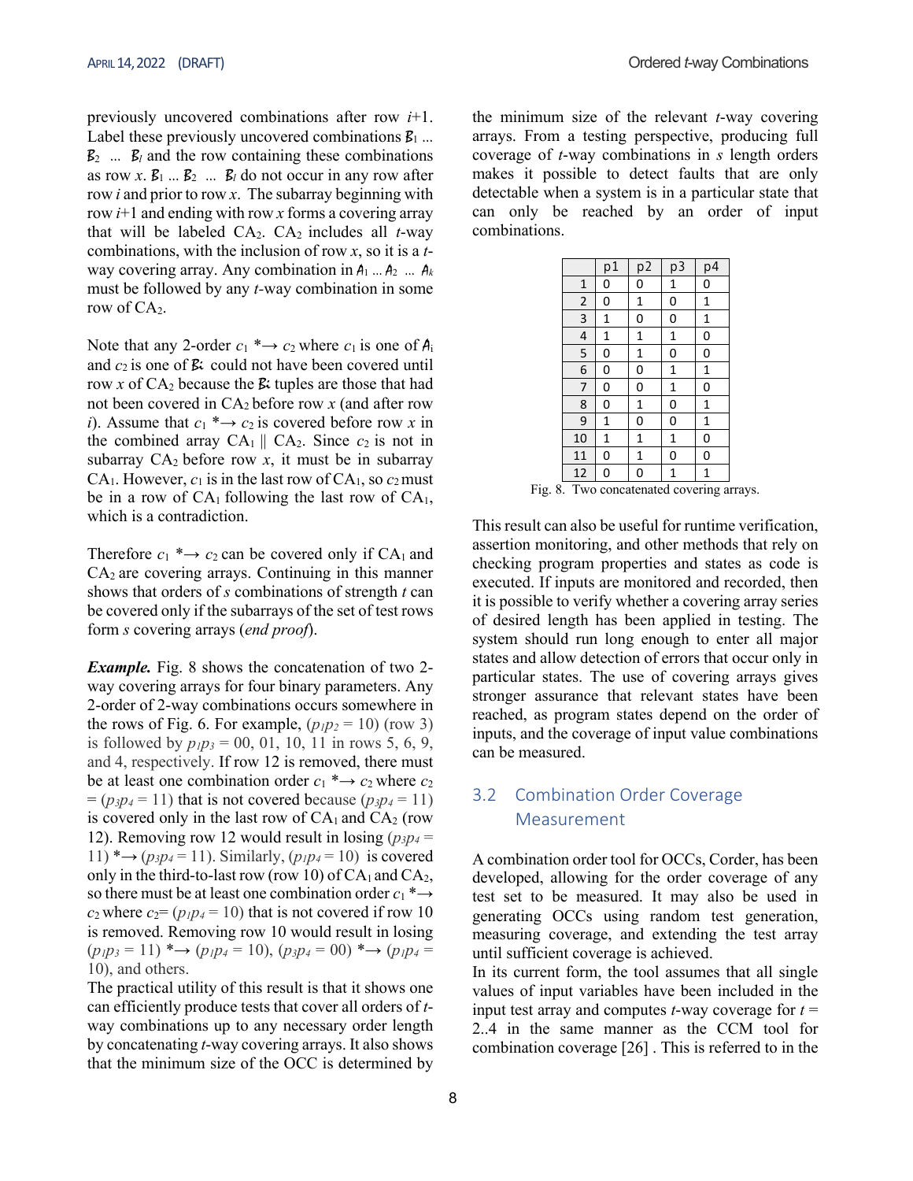previously uncovered combinations after row $i$+1. Label these previously uncovered combinations $B_1 \ldots B_2 \ldots B_l$ and the row containing these combinations as row $x$. $B_1 \ldots B_2 \ldots B_l$ do not occur in any row after row $i$ and prior to row $x$. The subarray beginning with row $i$+1 and ending with row $x$ forms a covering array that will be labeled $CA_2$. $CA_2$ includes all $t$-way combinations, with the inclusion of row $x$, so it is a $t$-way covering array. Any combination in $A_1 \ldots A_2 \ldots A_k$ must be followed by any $t$-way combination in some row of $CA_2$.

Note that any 2-order $c_1 \ast\!\!\rightarrow c_2$ where $c_1$ is one of $A_i$ and $c_2$ is one of $B_i$ could not have been covered until row $x$ of $CA_2$ because the $B_i$ tuples are those that had not been covered in $CA_2$ before row $x$ (and after row $i$). Assume that $c_1 \ast\!\!\rightarrow c_2$ is covered before row $x$ in the combined array $CA_1 \parallel CA_2$. Since $c_2$ is not in subarray $CA_2$ before row $x$, it must be in subarray $CA_1$. However, $c_1$ is in the last row of $CA_1$, so $c_2$ must be in a row of $CA_1$ following the last row of $CA_1$, which is a contradiction.

Therefore $c_1 \ast\!\!\rightarrow c_2$ can be covered only if $CA_1$ and $CA_2$ are covering arrays. Continuing in this manner shows that orders of $s$ combinations of strength $t$ can be covered only if the subarrays of the set of test rows form $s$ covering arrays (*end proof*).

***Example.*** Fig. 8 shows the concatenation of two 2-way covering arrays for four binary parameters. Any 2-order of 2-way combinations occurs somewhere in the rows of Fig. 6. For example, ($p_1p_2$ = 10) (row 3) is followed by $p_1p_3$ = 00, 01, 10, 11 in rows 5, 6, 9, and 4, respectively. If row 12 is removed, there must be at least one combination order $c_1 \ast\!\!\rightarrow c_2$ where $c_2$ = ($p_3p_4$ = 11) that is not covered because ($p_3p_4$ = 11) is covered only in the last row of $CA_1$ and $CA_2$ (row 12). Removing row 12 would result in losing ($p_3p_4$ = 11) $\ast\!\!\rightarrow$ ($p_3p_4$ = 11). Similarly, ($p_1p_4$ = 10) is covered only in the third-to-last row (row 10) of $CA_1$ and $CA_2$, so there must be at least one combination order $c_1 \ast\!\!\rightarrow c_2$ where $c_2$= ($p_1p_4$ = 10) that is not covered if row 10 is removed. Removing row 10 would result in losing ($p_1p_3$ = 11) $\ast\!\!\rightarrow$ ($p_1p_4$ = 10), ($p_3p_4$ = 00) $\ast\!\!\rightarrow$ ($p_1p_4$ = 10), and others.

The practical utility of this result is that it shows one can efficiently produce tests that cover all orders of $t$-way combinations up to any necessary order length by concatenating $t$-way covering arrays. It also shows that the minimum size of the OCC is determined by the minimum size of the relevant $t$-way covering arrays. From a testing perspective, producing full coverage of $t$-way combinations in $s$ length orders makes it possible to detect faults that are only detectable when a system is in a particular state that can only be reached by an order of input combinations.

|  | p1 | p2 | p3 | p4 |
|---|---|---|---|---|
| 1 | 0 | 0 | 1 | 0 |
| 2 | 0 | 1 | 0 | 1 |
| 3 | 1 | 0 | 0 | 1 |
| 4 | 1 | 1 | 1 | 0 |
| 5 | 0 | 1 | 0 | 0 |
| 6 | 0 | 0 | 1 | 1 |
| 7 | 0 | 0 | 1 | 0 |
| 8 | 0 | 1 | 0 | 1 |
| 9 | 1 | 0 | 0 | 1 |
| 10 | 1 | 1 | 1 | 0 |
| 11 | 0 | 1 | 0 | 0 |
| 12 | 0 | 0 | 1 | 1 |

Fig. 8. Two concatenated covering arrays.

This result can also be useful for runtime verification, assertion monitoring, and other methods that rely on checking program properties and states as code is executed. If inputs are monitored and recorded, then it is possible to verify whether a covering array series of desired length has been applied in testing. The system should run long enough to enter all major states and allow detection of errors that occur only in particular states. The use of covering arrays gives stronger assurance that relevant states have been reached, as program states depend on the order of inputs, and the coverage of input value combinations can be measured.

## 3.2 Combination Order Coverage Measurement

A combination order tool for OCCs, Corder, has been developed, allowing for the order coverage of any test set to be measured. It may also be used in generating OCCs using random test generation, measuring coverage, and extending the test array until sufficient coverage is achieved.

In its current form, the tool assumes that all single values of input variables have been included in the input test array and computes $t$-way coverage for $t$ = 2..4 in the same manner as the CCM tool for combination coverage [26] . This is referred to in the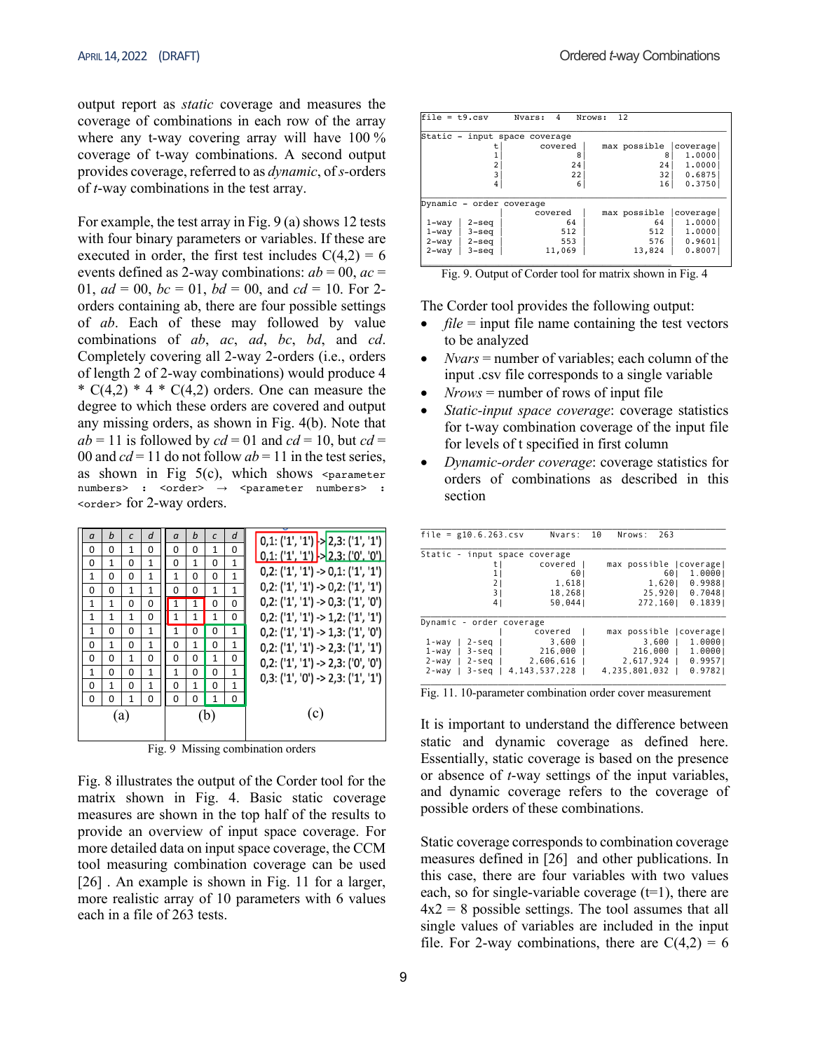output report as *static* coverage and measures the coverage of combinations in each row of the array where any t-way covering array will have 100 % coverage of t-way combinations. A second output provides coverage, referred to as *dynamic*, of *s*-orders of *t*-way combinations in the test array.

For example, the test array in Fig. 9 (a) shows 12 tests with four binary parameters or variables. If these are executed in order, the first test includes C(4,2) = 6 events defined as 2-way combinations: *ab* = 00, *ac* = 01, *ad* = 00, *bc* = 01, *bd* = 00, and *cd* = 10. For 2-orders containing ab, there are four possible settings of *ab*. Each of these may followed by value combinations of *ab*, *ac*, *ad*, *bc*, *bd*, and *cd*. Completely covering all 2-way 2-orders (i.e., orders of length 2 of 2-way combinations) would produce 4 * C(4,2) * 4 * C(4,2) orders. One can measure the degree to which these orders are covered and output any missing orders, as shown in Fig. 4(b). Note that *ab* = 11 is followed by *cd* = 01 and *cd* = 10, but *cd* = 00 and *cd* = 11 do not follow *ab* = 11 in the test series, as shown in Fig 5(c), which shows `<parameter numbers> : <order> → <parameter numbers> : <order>` for 2-way orders.

| a | b | c | d |
|---|---|---|---|
| 0 | 0 | 1 | 0 |
| 0 | 1 | 0 | 1 |
| 1 | 0 | 0 | 1 |
| 0 | 0 | 1 | 1 |
| 1 | 1 | 0 | 0 |
| 1 | 1 | 1 | 0 |
| 1 | 0 | 0 | 1 |
| 0 | 1 | 0 | 1 |
| 0 | 0 | 1 | 0 |
| 1 | 0 | 0 | 1 |
| 0 | 1 | 0 | 1 |
| 0 | 0 | 1 | 0 |

(a)

| a | b | c | d |
|---|---|---|---|
| 0 | 0 | 1 | 0 |
| 0 | 1 | 0 | 1 |
| 1 | 0 | 0 | 1 |
| 0 | 0 | 1 | 1 |
| 1 | 1 | 0 | 0 |
| 1 | 1 | 1 | 0 |
| 1 | 0 | 0 | 1 |
| 0 | 1 | 0 | 1 |
| 0 | 0 | 1 | 0 |
| 1 | 0 | 0 | 1 |
| 0 | 1 | 0 | 1 |
| 0 | 0 | 1 | 0 |

(b)

0,1: ('1', '1') -> 2,3: ('1', '1')
0,1: ('1', '1') -> 2,3: ('0', '0')
0,2: ('1', '1') -> 0,1: ('1', '1')
0,2: ('1', '1') -> 0,2: ('1', '1')
0,2: ('1', '1') -> 0,3: ('1', '0')
0,2: ('1', '1') -> 1,2: ('1', '1')
0,2: ('1', '1') -> 1,3: ('1', '0')
0,2: ('1', '1') -> 2,3: ('1', '1')
0,2: ('1', '1') -> 2,3: ('0', '0')
0,3: ('1', '0') -> 2,3: ('1', '1')

(c)

Fig. 9 Missing combination orders

Fig. 8 illustrates the output of the Corder tool for the matrix shown in Fig. 4. Basic static coverage measures are shown in the top half of the results to provide an overview of input space coverage. For more detailed data on input space coverage, the CCM tool measuring combination coverage can be used [26] . An example is shown in Fig. 11 for a larger, more realistic array of 10 parameters with 6 values each in a file of 263 tests.

```
file = t9.csv     Nvars:  4    Nrows:  12

Static - input space coverage
          t|        covered |     max possible |coverage|
          1|              8 |                8 |  1.0000|
          2|             24 |               24 |  1.0000|
          3|             22 |               32 |  0.6875|
          4|              6 |               16 |  0.3750|

Dynamic - order coverage
                 |   covered   |   max possible |coverage|
1-way | 2-seq    |        64   |         64     |  1.0000|
1-way | 3-seq    |       512   |        512     |  1.0000|
2-way | 2-seq    |       553   |        576     |  0.9601|
2-way | 3-seq    |    11,069   |     13,824     |  0.8007|
```

Fig. 9. Output of Corder tool for matrix shown in Fig. 4

The Corder tool provides the following output:

- *file* = input file name containing the test vectors to be analyzed
- *Nvars* = number of variables; each column of the input .csv file corresponds to a single variable
- *Nrows* = number of rows of input file
- *Static-input space coverage*: coverage statistics for t-way combination coverage of the input file for levels of t specified in first column
- *Dynamic-order coverage*: coverage statistics for orders of combinations as described in this section

```
file = g10.6.263.csv        Nvars:  10    Nrows:  263

Static - input space coverage
          t|        covered |     max possible |coverage|
          1|             60 |               60 |  1.0000|
          2|          1,618 |            1,620 |  0.9988|
          3|         18,268 |           25,920 |  0.7048|
          4|         50,044 |          272,160 |  0.1839|

Dynamic - order coverage
                 |      covered    |   max possible |coverage|
1-way | 2-seq    |          3,600  |          3,600 |  1.0000|
1-way | 3-seq    |        216,000  |        216,000 |  1.0000|
2-way | 2-seq    |      2,606,616  |      2,617,924 |  0.9957|
2-way | 3-seq    |  4,143,537,228  |  4,235,801,032 |  0.9782|
```

Fig. 11. 10-parameter combination order cover measurement

It is important to understand the difference between static and dynamic coverage as defined here. Essentially, static coverage is based on the presence or absence of *t*-way settings of the input variables, and dynamic coverage refers to the coverage of possible orders of these combinations.

Static coverage corresponds to combination coverage measures defined in [26] and other publications. In this case, there are four variables with two values each, so for single-variable coverage (t=1), there are 4x2 = 8 possible settings. The tool assumes that all single values of variables are included in the input file. For 2-way combinations, there are C(4,2) = 6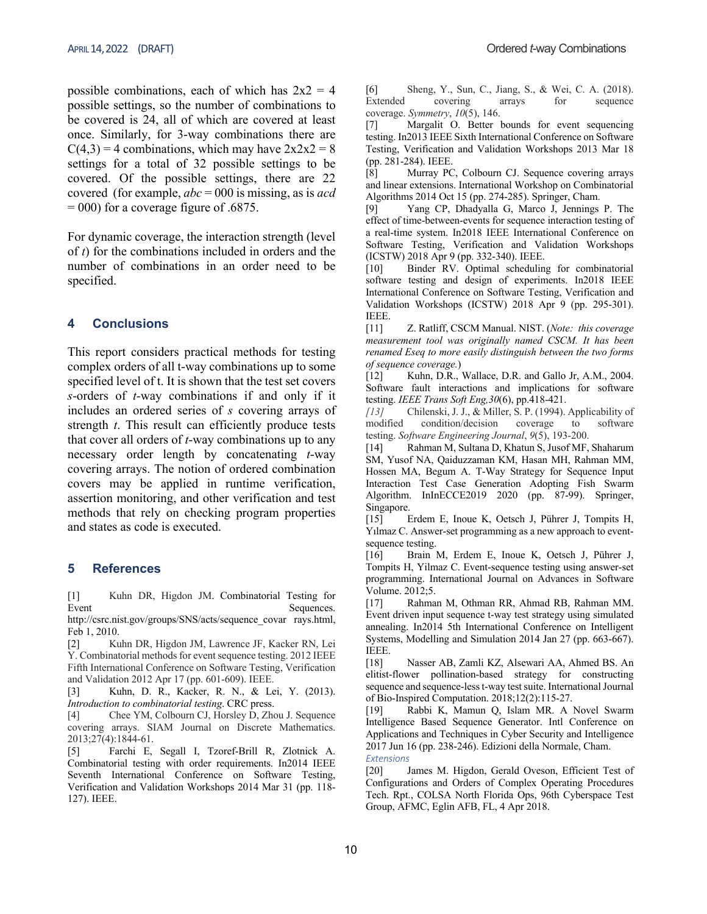possible combinations, each of which has 2x2 = 4 possible settings, so the number of combinations to be covered is 24, all of which are covered at least once. Similarly, for 3-way combinations there are C(4,3) = 4 combinations, which may have 2x2x2 = 8 settings for a total of 32 possible settings to be covered. Of the possible settings, there are 22 covered (for example, *abc* = 000 is missing, as is *acd* = 000) for a coverage figure of .6875.

For dynamic coverage, the interaction strength (level of *t*) for the combinations included in orders and the number of combinations in an order need to be specified.

## 4 Conclusions

This report considers practical methods for testing complex orders of all t-way combinations up to some specified level of t. It is shown that the test set covers *s*-orders of *t*-way combinations if and only if it includes an ordered series of *s* covering arrays of strength *t*. This result can efficiently produce tests that cover all orders of *t*-way combinations up to any necessary order length by concatenating *t*-way covering arrays. The notion of ordered combination covers may be applied in runtime verification, assertion monitoring, and other verification and test methods that rely on checking program properties and states as code is executed.

## 5 References

[1] Kuhn DR, Higdon JM. Combinatorial Testing for Event Sequences. http://csrc.nist.gov/groups/SNS/acts/sequence_covar rays.html, Feb 1, 2010.

[2] Kuhn DR, Higdon JM, Lawrence JF, Kacker RN, Lei Y. Combinatorial methods for event sequence testing. 2012 IEEE Fifth International Conference on Software Testing, Verification and Validation 2012 Apr 17 (pp. 601-609). IEEE.

[3] Kuhn, D. R., Kacker, R. N., & Lei, Y. (2013). *Introduction to combinatorial testing*. CRC press.

[4] Chee YM, Colbourn CJ, Horsley D, Zhou J. Sequence covering arrays. SIAM Journal on Discrete Mathematics. 2013;27(4):1844-61.

[5] Farchi E, Segall I, Tzoref-Brill R, Zlotnick A. Combinatorial testing with order requirements. In2014 IEEE Seventh International Conference on Software Testing, Verification and Validation Workshops 2014 Mar 31 (pp. 118-127). IEEE.

[6] Sheng, Y., Sun, C., Jiang, S., & Wei, C. A. (2018). Extended covering arrays for sequence coverage. *Symmetry*, *10*(5), 146.

[7] Margalit O. Better bounds for event sequencing testing. In2013 IEEE Sixth International Conference on Software Testing, Verification and Validation Workshops 2013 Mar 18 (pp. 281-284). IEEE.

[8] Murray PC, Colbourn CJ. Sequence covering arrays and linear extensions. International Workshop on Combinatorial Algorithms 2014 Oct 15 (pp. 274-285). Springer, Cham.

[9] Yang CP, Dhadyalla G, Marco J, Jennings P. The effect of time-between-events for sequence interaction testing of a real-time system. In2018 IEEE International Conference on Software Testing, Verification and Validation Workshops (ICSTW) 2018 Apr 9 (pp. 332-340). IEEE.

[10] Binder RV. Optimal scheduling for combinatorial software testing and design of experiments. In2018 IEEE International Conference on Software Testing, Verification and Validation Workshops (ICSTW) 2018 Apr 9 (pp. 295-301). IEEE.

[11] Z. Ratliff, CSCM Manual. NIST. (*Note: this coverage measurement tool was originally named CSCM. It has been renamed Eseq to more easily distinguish between the two forms of sequence coverage.*)

[12] Kuhn, D.R., Wallace, D.R. and Gallo Jr, A.M., 2004. Software fault interactions and implications for software testing. *IEEE Trans Soft Eng,30*(6), pp.418-421.

*[13]* Chilenski, J. J., & Miller, S. P. (1994). Applicability of modified condition/decision coverage to software testing. *Software Engineering Journal*, *9*(5), 193-200.

[14] Rahman M, Sultana D, Khatun S, Jusof MF, Shaharum SM, Yusof NA, Qaiduzzaman KM, Hasan MH, Rahman MM, Hossen MA, Begum A. T-Way Strategy for Sequence Input Interaction Test Case Generation Adopting Fish Swarm Algorithm. InInECCE2019 2020 (pp. 87-99). Springer, Singapore.

[15] Erdem E, Inoue K, Oetsch J, Pührer J, Tompits H, Yılmaz C. Answer-set programming as a new approach to event-sequence testing.

[16] Brain M, Erdem E, Inoue K, Oetsch J, Pührer J, Tompits H, Yilmaz C. Event-sequence testing using answer-set programming. International Journal on Advances in Software Volume. 2012;5.

[17] Rahman M, Othman RR, Ahmad RB, Rahman MM. Event driven input sequence t-way test strategy using simulated annealing. In2014 5th International Conference on Intelligent Systems, Modelling and Simulation 2014 Jan 27 (pp. 663-667). IEEE.

[18] Nasser AB, Zamli KZ, Alsewari AA, Ahmed BS. An elitist-flower pollination-based strategy for constructing sequence and sequence-less t-way test suite. International Journal of Bio-Inspired Computation. 2018;12(2):115-27.

[19] Rabbi K, Mamun Q, Islam MR. A Novel Swarm Intelligence Based Sequence Generator. Intl Conference on Applications and Techniques in Cyber Security and Intelligence 2017 Jun 16 (pp. 238-246). Edizioni della Normale, Cham.

*Extensions*

[20] James M. Higdon, Gerald Oveson, Efficient Test of Configurations and Orders of Complex Operating Procedures Tech. Rpt., COLSA North Florida Ops, 96th Cyberspace Test Group, AFMC, Eglin AFB, FL, 4 Apr 2018.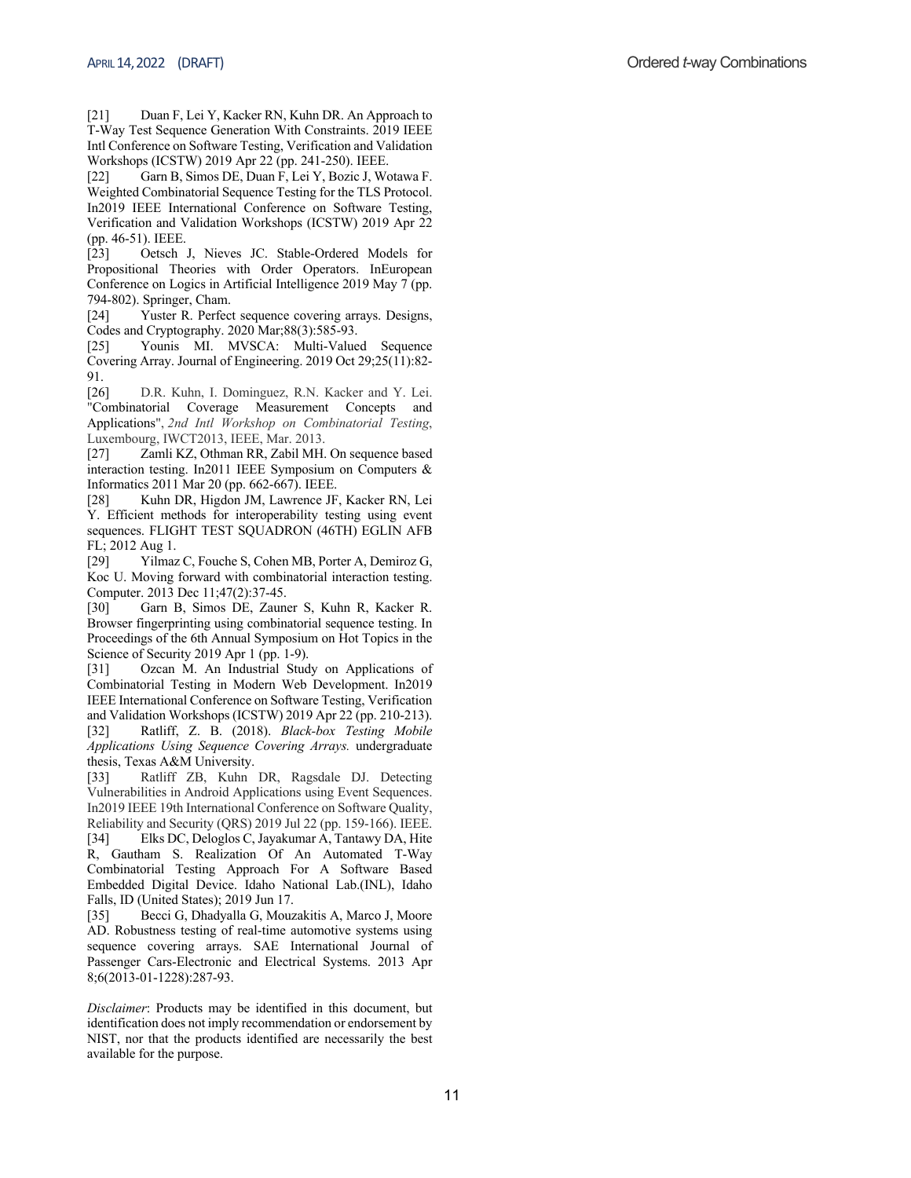[21] Duan F, Lei Y, Kacker RN, Kuhn DR. An Approach to T-Way Test Sequence Generation With Constraints. 2019 IEEE Intl Conference on Software Testing, Verification and Validation Workshops (ICSTW) 2019 Apr 22 (pp. 241-250). IEEE.

[22] Garn B, Simos DE, Duan F, Lei Y, Bozic J, Wotawa F. Weighted Combinatorial Sequence Testing for the TLS Protocol. In2019 IEEE International Conference on Software Testing, Verification and Validation Workshops (ICSTW) 2019 Apr 22 (pp. 46-51). IEEE.

[23] Oetsch J, Nieves JC. Stable-Ordered Models for Propositional Theories with Order Operators. InEuropean Conference on Logics in Artificial Intelligence 2019 May 7 (pp. 794-802). Springer, Cham.

[24] Yuster R. Perfect sequence covering arrays. Designs, Codes and Cryptography. 2020 Mar;88(3):585-93.

[25] Younis MI. MVSCA: Multi-Valued Sequence Covering Array. Journal of Engineering. 2019 Oct 29;25(11):82-91.

[26] D.R. Kuhn, I. Dominguez, R.N. Kacker and Y. Lei. "Combinatorial Coverage Measurement Concepts and Applications", *2nd Intl Workshop on Combinatorial Testing*, Luxembourg, IWCT2013, IEEE, Mar. 2013.

[27] Zamli KZ, Othman RR, Zabil MH. On sequence based interaction testing. In2011 IEEE Symposium on Computers & Informatics 2011 Mar 20 (pp. 662-667). IEEE.

[28] Kuhn DR, Higdon JM, Lawrence JF, Kacker RN, Lei Y. Efficient methods for interoperability testing using event sequences. FLIGHT TEST SQUADRON (46TH) EGLIN AFB FL; 2012 Aug 1.

[29] Yilmaz C, Fouche S, Cohen MB, Porter A, Demiroz G, Koc U. Moving forward with combinatorial interaction testing. Computer. 2013 Dec 11;47(2):37-45.

[30] Garn B, Simos DE, Zauner S, Kuhn R, Kacker R. Browser fingerprinting using combinatorial sequence testing. In Proceedings of the 6th Annual Symposium on Hot Topics in the Science of Security 2019 Apr 1 (pp. 1-9).

[31] Ozcan M. An Industrial Study on Applications of Combinatorial Testing in Modern Web Development. In2019 IEEE International Conference on Software Testing, Verification and Validation Workshops (ICSTW) 2019 Apr 22 (pp. 210-213).

[32] Ratliff, Z. B. (2018). *Black-box Testing Mobile Applications Using Sequence Covering Arrays.* undergraduate thesis, Texas A&M University.

[33] Ratliff ZB, Kuhn DR, Ragsdale DJ. Detecting Vulnerabilities in Android Applications using Event Sequences. In2019 IEEE 19th International Conference on Software Quality, Reliability and Security (QRS) 2019 Jul 22 (pp. 159-166). IEEE.

[34] Elks DC, Deloglos C, Jayakumar A, Tantawy DA, Hite R, Gautham S. Realization Of An Automated T-Way Combinatorial Testing Approach For A Software Based Embedded Digital Device. Idaho National Lab.(INL), Idaho Falls, ID (United States); 2019 Jun 17.

[35] Becci G, Dhadyalla G, Mouzakitis A, Marco J, Moore AD. Robustness testing of real-time automotive systems using sequence covering arrays. SAE International Journal of Passenger Cars-Electronic and Electrical Systems. 2013 Apr 8;6(2013-01-1228):287-93.

*Disclaimer*: Products may be identified in this document, but identification does not imply recommendation or endorsement by NIST, nor that the products identified are necessarily the best available for the purpose.